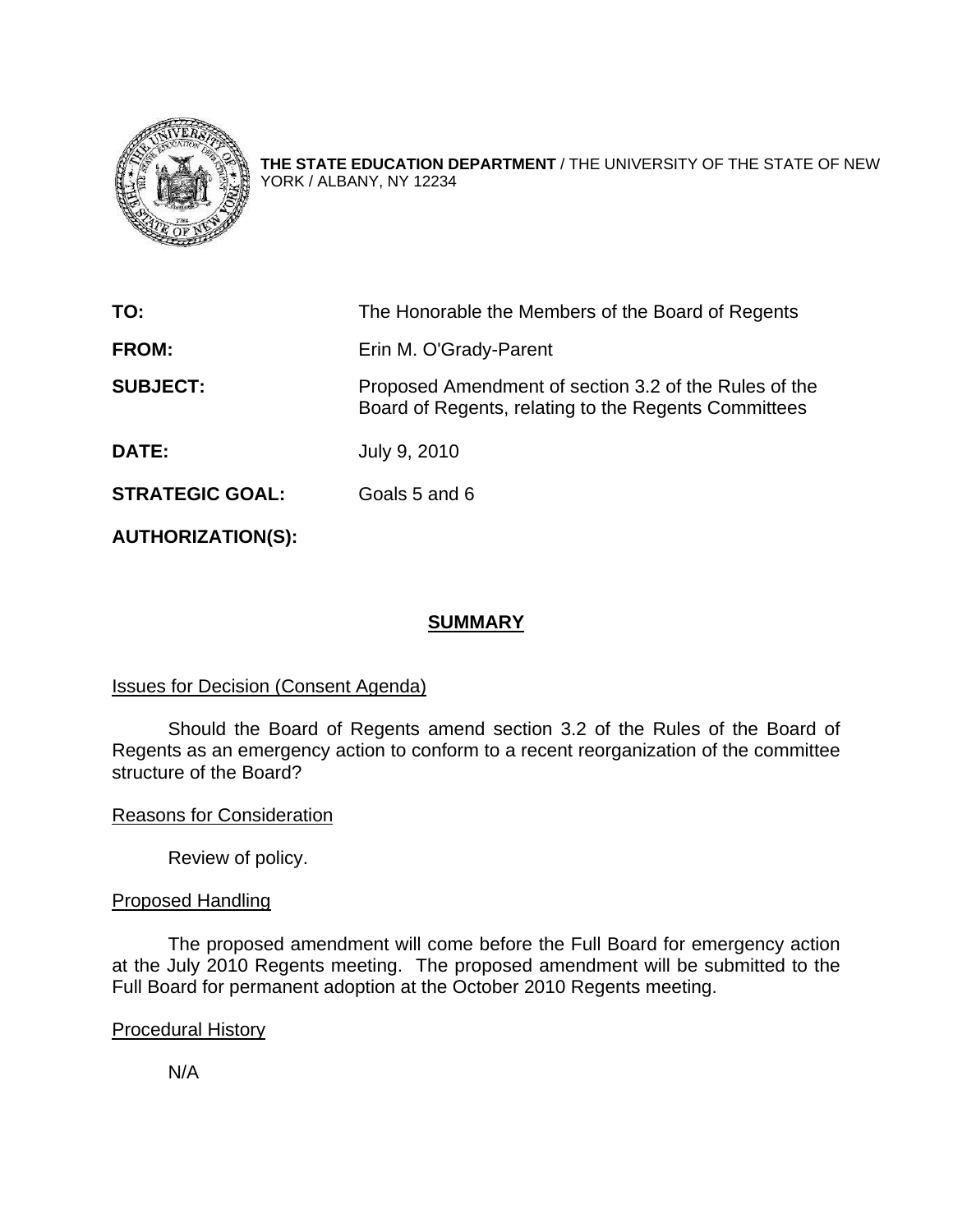**THE STATE EDUCATION DEPARTMENT** / THE UNIVERSITY OF THE STATE OF NEW YORK / ALBANY, NY 12234

| | |
|---|---|
| **TO:** | The Honorable the Members of the Board of Regents |
| **FROM:** | Erin M. O'Grady-Parent |
| **SUBJECT:** | Proposed Amendment of section 3.2 of the Rules of the Board of Regents, relating to the Regents Committees |
| **DATE:** | July 9, 2010 |
| **STRATEGIC GOAL:** | Goals 5 and 6 |
| **AUTHORIZATION(S):** | |

## SUMMARY

Issues for Decision (Consent Agenda)

Should the Board of Regents amend section 3.2 of the Rules of the Board of Regents as an emergency action to conform to a recent reorganization of the committee structure of the Board?

Reasons for Consideration

Review of policy.

Proposed Handling

The proposed amendment will come before the Full Board for emergency action at the July 2010 Regents meeting. The proposed amendment will be submitted to the Full Board for permanent adoption at the October 2010 Regents meeting.

Procedural History

N/A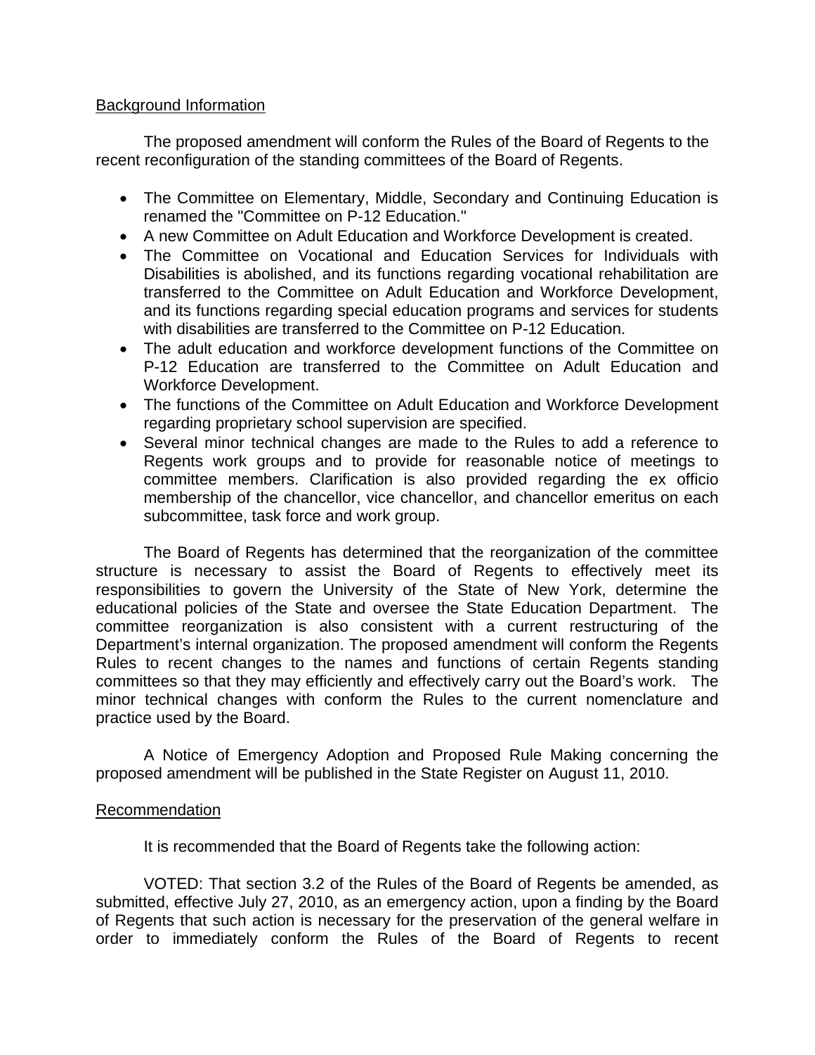Background Information

The proposed amendment will conform the Rules of the Board of Regents to the recent reconfiguration of the standing committees of the Board of Regents.

- The Committee on Elementary, Middle, Secondary and Continuing Education is renamed the "Committee on P-12 Education."
- A new Committee on Adult Education and Workforce Development is created.
- The Committee on Vocational and Education Services for Individuals with Disabilities is abolished, and its functions regarding vocational rehabilitation are transferred to the Committee on Adult Education and Workforce Development, and its functions regarding special education programs and services for students with disabilities are transferred to the Committee on P-12 Education.
- The adult education and workforce development functions of the Committee on P-12 Education are transferred to the Committee on Adult Education and Workforce Development.
- The functions of the Committee on Adult Education and Workforce Development regarding proprietary school supervision are specified.
- Several minor technical changes are made to the Rules to add a reference to Regents work groups and to provide for reasonable notice of meetings to committee members. Clarification is also provided regarding the ex officio membership of the chancellor, vice chancellor, and chancellor emeritus on each subcommittee, task force and work group.

The Board of Regents has determined that the reorganization of the committee structure is necessary to assist the Board of Regents to effectively meet its responsibilities to govern the University of the State of New York, determine the educational policies of the State and oversee the State Education Department. The committee reorganization is also consistent with a current restructuring of the Department's internal organization. The proposed amendment will conform the Regents Rules to recent changes to the names and functions of certain Regents standing committees so that they may efficiently and effectively carry out the Board's work. The minor technical changes with conform the Rules to the current nomenclature and practice used by the Board.

A Notice of Emergency Adoption and Proposed Rule Making concerning the proposed amendment will be published in the State Register on August 11, 2010.

Recommendation

It is recommended that the Board of Regents take the following action:

VOTED: That section 3.2 of the Rules of the Board of Regents be amended, as submitted, effective July 27, 2010, as an emergency action, upon a finding by the Board of Regents that such action is necessary for the preservation of the general welfare in order to immediately conform the Rules of the Board of Regents to recent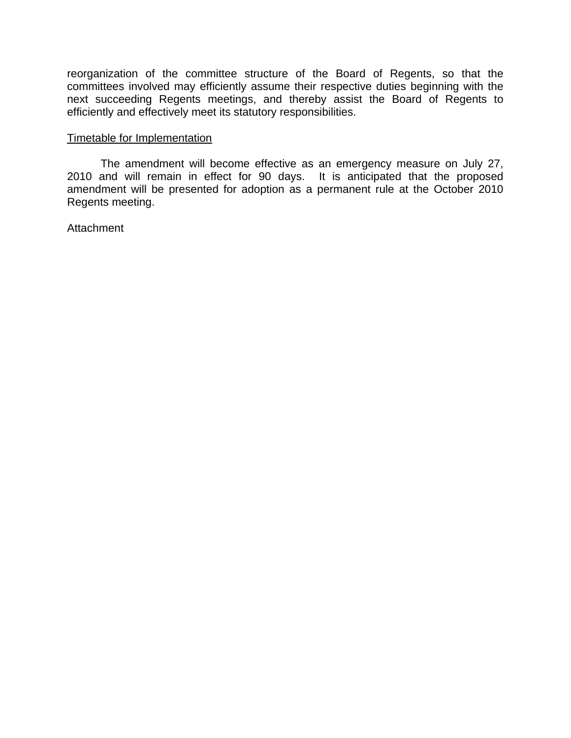reorganization of the committee structure of the Board of Regents, so that the committees involved may efficiently assume their respective duties beginning with the next succeeding Regents meetings, and thereby assist the Board of Regents to efficiently and effectively meet its statutory responsibilities.

<u>Timetable for Implementation</u>

The amendment will become effective as an emergency measure on July 27, 2010 and will remain in effect for 90 days. It is anticipated that the proposed amendment will be presented for adoption as a permanent rule at the October 2010 Regents meeting.

Attachment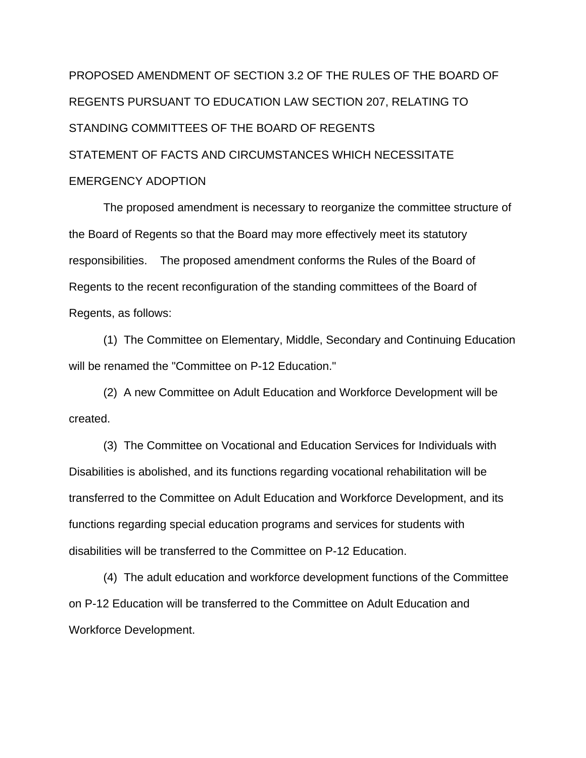PROPOSED AMENDMENT OF SECTION 3.2 OF THE RULES OF THE BOARD OF REGENTS PURSUANT TO EDUCATION LAW SECTION 207, RELATING TO STANDING COMMITTEES OF THE BOARD OF REGENTS

STATEMENT OF FACTS AND CIRCUMSTANCES WHICH NECESSITATE EMERGENCY ADOPTION

The proposed amendment is necessary to reorganize the committee structure of the Board of Regents so that the Board may more effectively meet its statutory responsibilities. The proposed amendment conforms the Rules of the Board of Regents to the recent reconfiguration of the standing committees of the Board of Regents, as follows:

(1) The Committee on Elementary, Middle, Secondary and Continuing Education will be renamed the "Committee on P-12 Education."

(2) A new Committee on Adult Education and Workforce Development will be created.

(3) The Committee on Vocational and Education Services for Individuals with Disabilities is abolished, and its functions regarding vocational rehabilitation will be transferred to the Committee on Adult Education and Workforce Development, and its functions regarding special education programs and services for students with disabilities will be transferred to the Committee on P-12 Education.

(4) The adult education and workforce development functions of the Committee on P-12 Education will be transferred to the Committee on Adult Education and Workforce Development.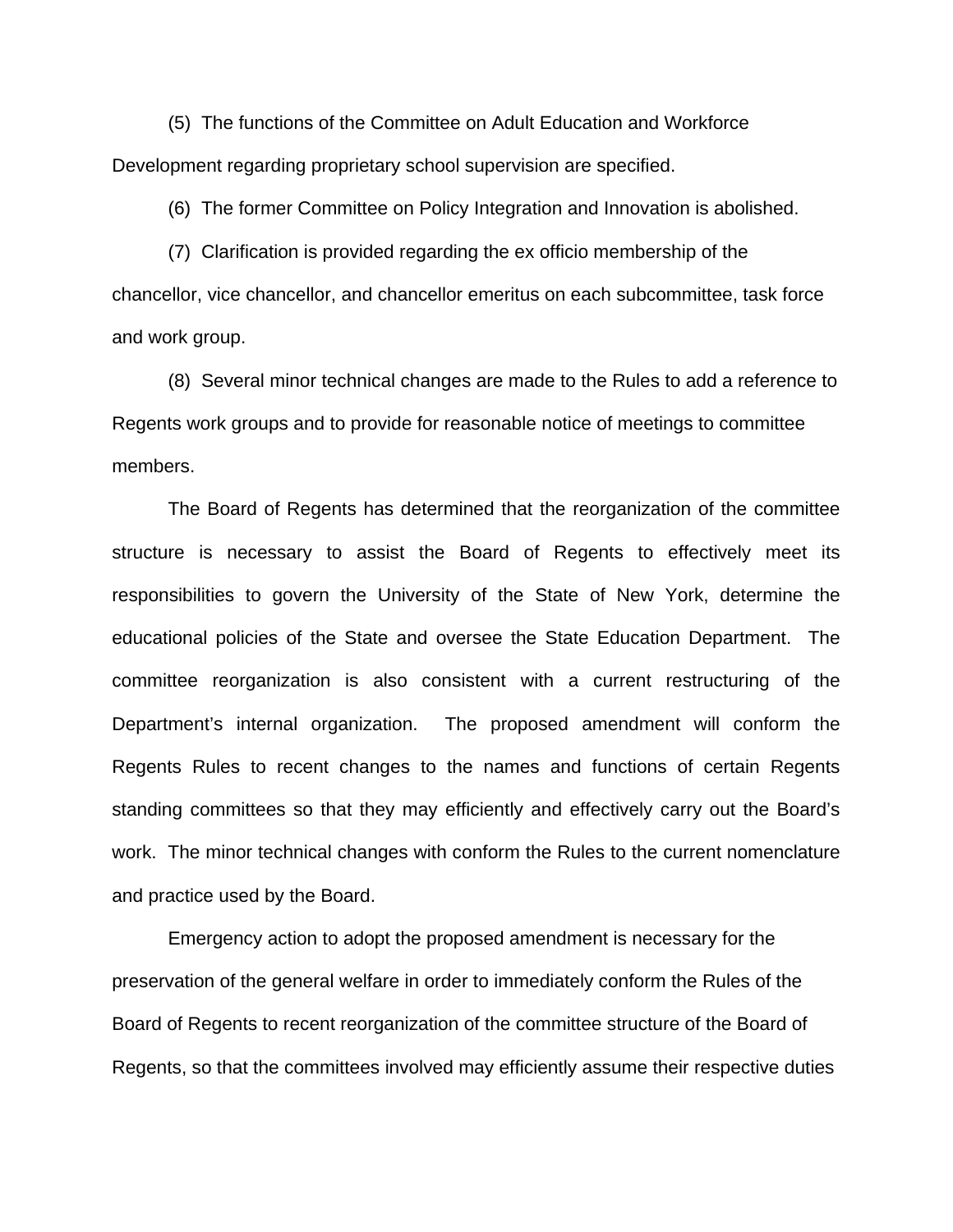(5) The functions of the Committee on Adult Education and Workforce Development regarding proprietary school supervision are specified.

(6) The former Committee on Policy Integration and Innovation is abolished.

(7) Clarification is provided regarding the ex officio membership of the chancellor, vice chancellor, and chancellor emeritus on each subcommittee, task force and work group.

(8) Several minor technical changes are made to the Rules to add a reference to Regents work groups and to provide for reasonable notice of meetings to committee members.

The Board of Regents has determined that the reorganization of the committee structure is necessary to assist the Board of Regents to effectively meet its responsibilities to govern the University of the State of New York, determine the educational policies of the State and oversee the State Education Department. The committee reorganization is also consistent with a current restructuring of the Department's internal organization. The proposed amendment will conform the Regents Rules to recent changes to the names and functions of certain Regents standing committees so that they may efficiently and effectively carry out the Board's work. The minor technical changes with conform the Rules to the current nomenclature and practice used by the Board.

Emergency action to adopt the proposed amendment is necessary for the preservation of the general welfare in order to immediately conform the Rules of the Board of Regents to recent reorganization of the committee structure of the Board of Regents, so that the committees involved may efficiently assume their respective duties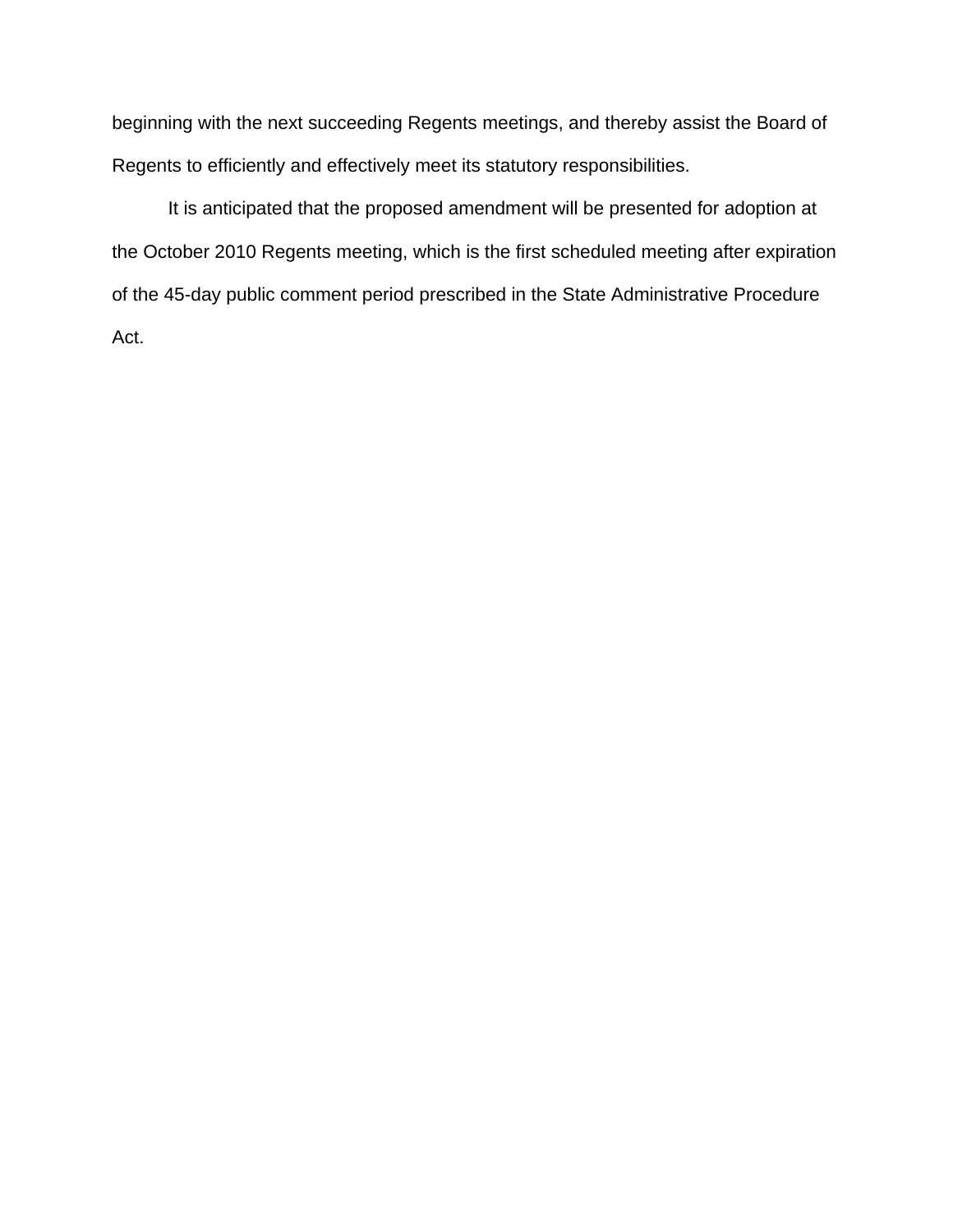beginning with the next succeeding Regents meetings, and thereby assist the Board of Regents to efficiently and effectively meet its statutory responsibilities.

It is anticipated that the proposed amendment will be presented for adoption at the October 2010 Regents meeting, which is the first scheduled meeting after expiration of the 45-day public comment period prescribed in the State Administrative Procedure Act.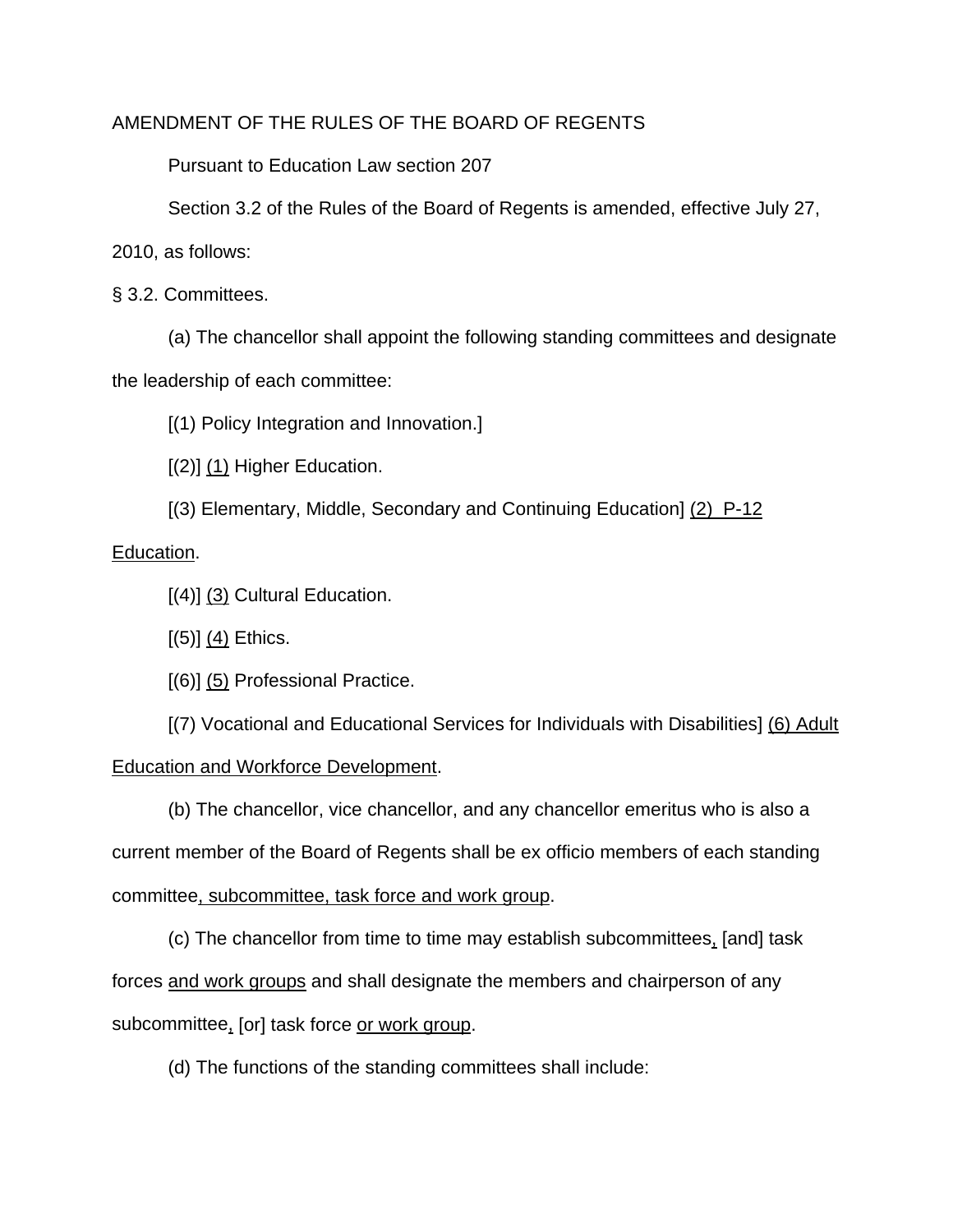AMENDMENT OF THE RULES OF THE BOARD OF REGENTS

Pursuant to Education Law section 207

Section 3.2 of the Rules of the Board of Regents is amended, effective July 27, 2010, as follows:

§ 3.2. Committees.

(a) The chancellor shall appoint the following standing committees and designate the leadership of each committee:

[(1) Policy Integration and Innovation.]

[(2)] <u>(1)</u> Higher Education.

[(3) Elementary, Middle, Secondary and Continuing Education] <u>(2) P-12 Education</u>.

[(4)] <u>(3)</u> Cultural Education.

[(5)] <u>(4)</u> Ethics.

[(6)] <u>(5)</u> Professional Practice.

[(7) Vocational and Educational Services for Individuals with Disabilities] <u>(6) Adult Education and Workforce Development</u>.

(b) The chancellor, vice chancellor, and any chancellor emeritus who is also a current member of the Board of Regents shall be ex officio members of each standing committee<u>, subcommittee, task force and work group</u>.

(c) The chancellor from time to time may establish subcommittees<u>,</u> [and] task forces <u>and work groups</u> and shall designate the members and chairperson of any subcommittee<u>,</u> [or] task force <u>or work group</u>.

(d) The functions of the standing committees shall include: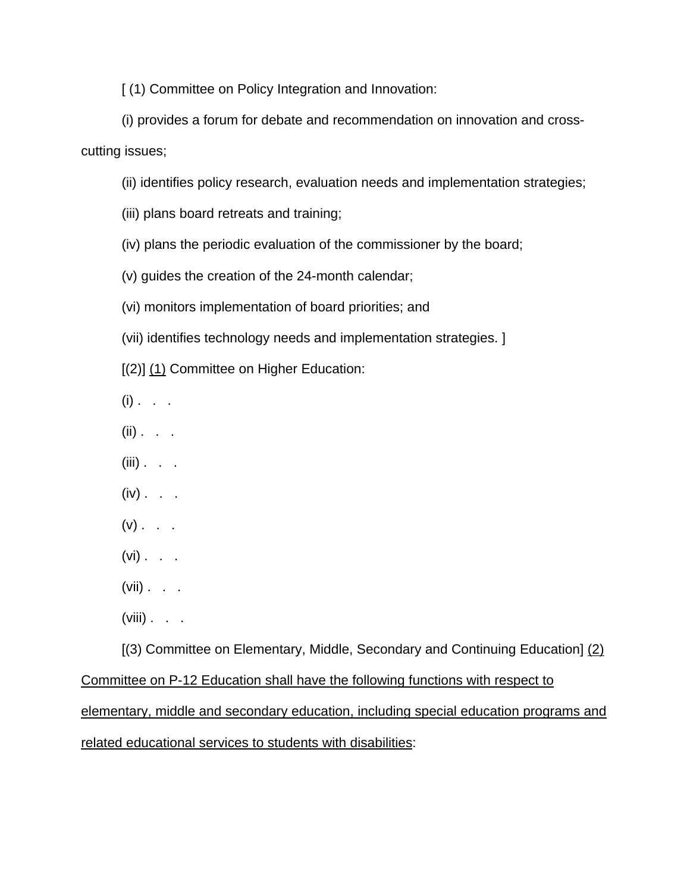[ (1) Committee on Policy Integration and Innovation:

(i) provides a forum for debate and recommendation on innovation and cross-cutting issues;

(ii) identifies policy research, evaluation needs and implementation strategies;

(iii) plans board retreats and training;

(iv) plans the periodic evaluation of the commissioner by the board;

(v) guides the creation of the 24-month calendar;

(vi) monitors implementation of board priorities; and

(vii) identifies technology needs and implementation strategies. ]

[(2)] <u>(1)</u> Committee on Higher Education:

(i) . . .

(ii) . . .

(iii) . . .

(iv) . . .

(v) . . .

(vi) . . .

(vii) . . .

(viii) . . .

[(3) Committee on Elementary, Middle, Secondary and Continuing Education] <u>(2) Committee on P-12 Education shall have the following functions with respect to elementary, middle and secondary education, including special education programs and related educational services to students with disabilities</u>: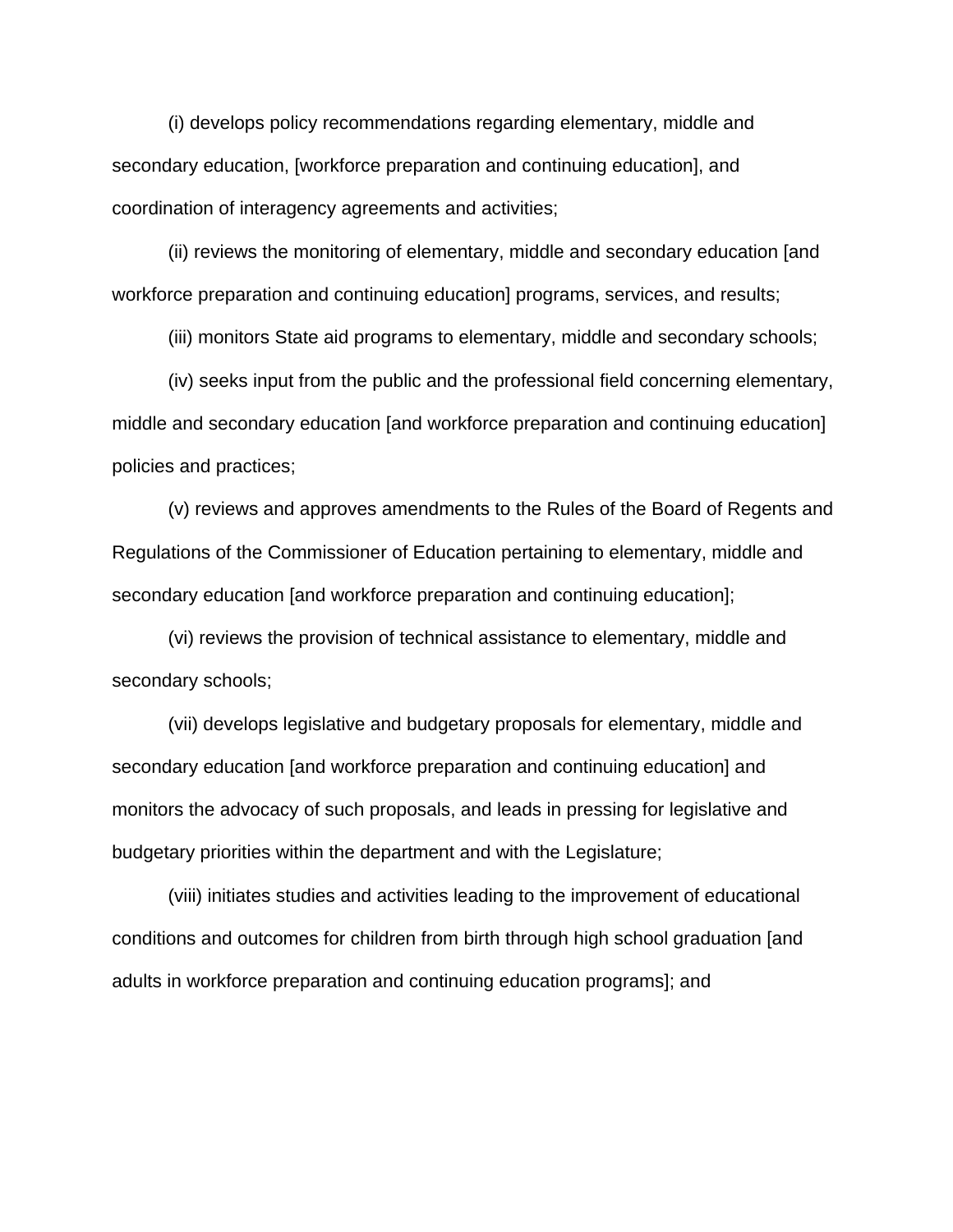(i) develops policy recommendations regarding elementary, middle and secondary education, [workforce preparation and continuing education], and coordination of interagency agreements and activities;

(ii) reviews the monitoring of elementary, middle and secondary education [and workforce preparation and continuing education] programs, services, and results;

(iii) monitors State aid programs to elementary, middle and secondary schools;

(iv) seeks input from the public and the professional field concerning elementary, middle and secondary education [and workforce preparation and continuing education] policies and practices;

(v) reviews and approves amendments to the Rules of the Board of Regents and Regulations of the Commissioner of Education pertaining to elementary, middle and secondary education [and workforce preparation and continuing education];

(vi) reviews the provision of technical assistance to elementary, middle and secondary schools;

(vii) develops legislative and budgetary proposals for elementary, middle and secondary education [and workforce preparation and continuing education] and monitors the advocacy of such proposals, and leads in pressing for legislative and budgetary priorities within the department and with the Legislature;

(viii) initiates studies and activities leading to the improvement of educational conditions and outcomes for children from birth through high school graduation [and adults in workforce preparation and continuing education programs]; and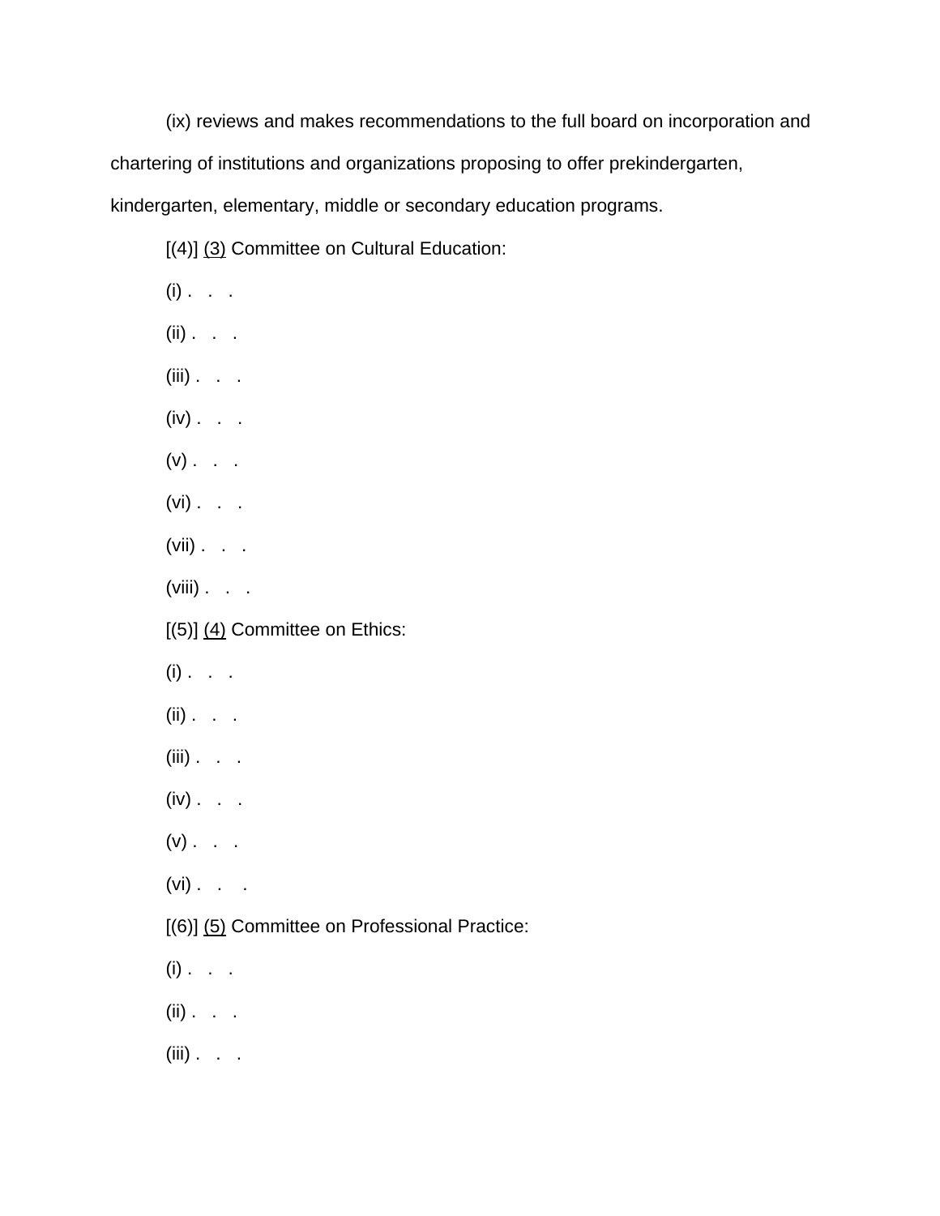(ix) reviews and makes recommendations to the full board on incorporation and chartering of institutions and organizations proposing to offer prekindergarten, kindergarten, elementary, middle or secondary education programs.

[(4)] (3) Committee on Cultural Education:

(i) . . .

(ii) . . .

(iii) . . .

(iv) . . .

(v) . . .

(vi) . . .

(vii) . . .

(viii) . . .

[(5)] (4) Committee on Ethics:

(i) . . .

(ii) . . .

(iii) . . .

(iv) . . .

(v) . . .

(vi) . . .

[(6)] (5) Committee on Professional Practice:

(i) . . .

(ii) . . .

(iii) . . .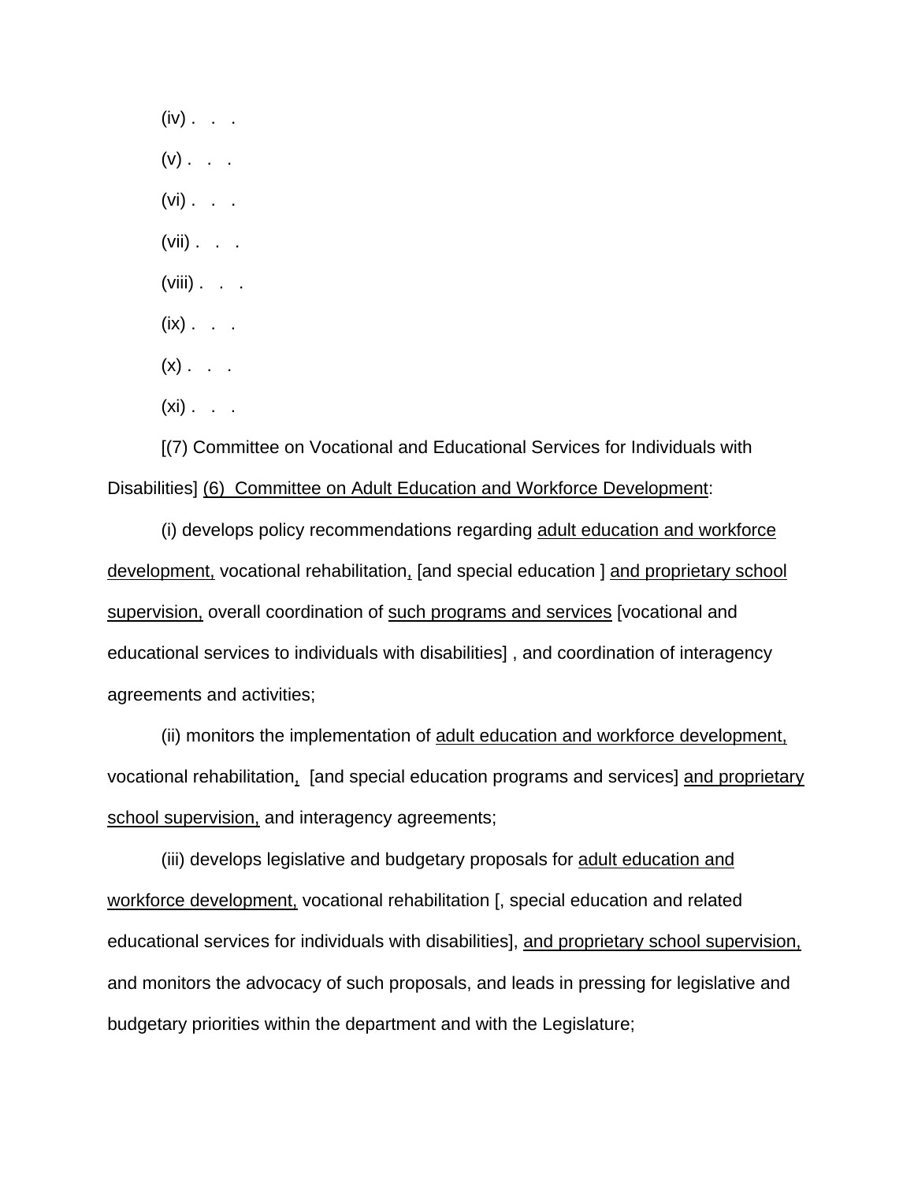(iv) . . .

(v) . . .

(vi) . . .

(vii) . . .

(viii) . . .

(ix) . . .

(x) . . .

(xi) . . .

[(7) Committee on Vocational and Educational Services for Individuals with Disabilities] <u>(6) Committee on Adult Education and Workforce Development</u>:

(i) develops policy recommendations regarding <u>adult education and workforce development,</u> vocational rehabilitation<u>,</u> [and special education ] <u>and proprietary school supervision,</u> overall coordination of <u>such programs and services</u> [vocational and educational services to individuals with disabilities] , and coordination of interagency agreements and activities;

(ii) monitors the implementation of <u>adult education and workforce development,</u> vocational rehabilitation<u>,</u> [and special education programs and services] <u>and proprietary school supervision,</u> and interagency agreements;

(iii) develops legislative and budgetary proposals for <u>adult education and workforce development,</u> vocational rehabilitation [, special education and related educational services for individuals with disabilities], <u>and proprietary school supervision,</u> and monitors the advocacy of such proposals, and leads in pressing for legislative and budgetary priorities within the department and with the Legislature;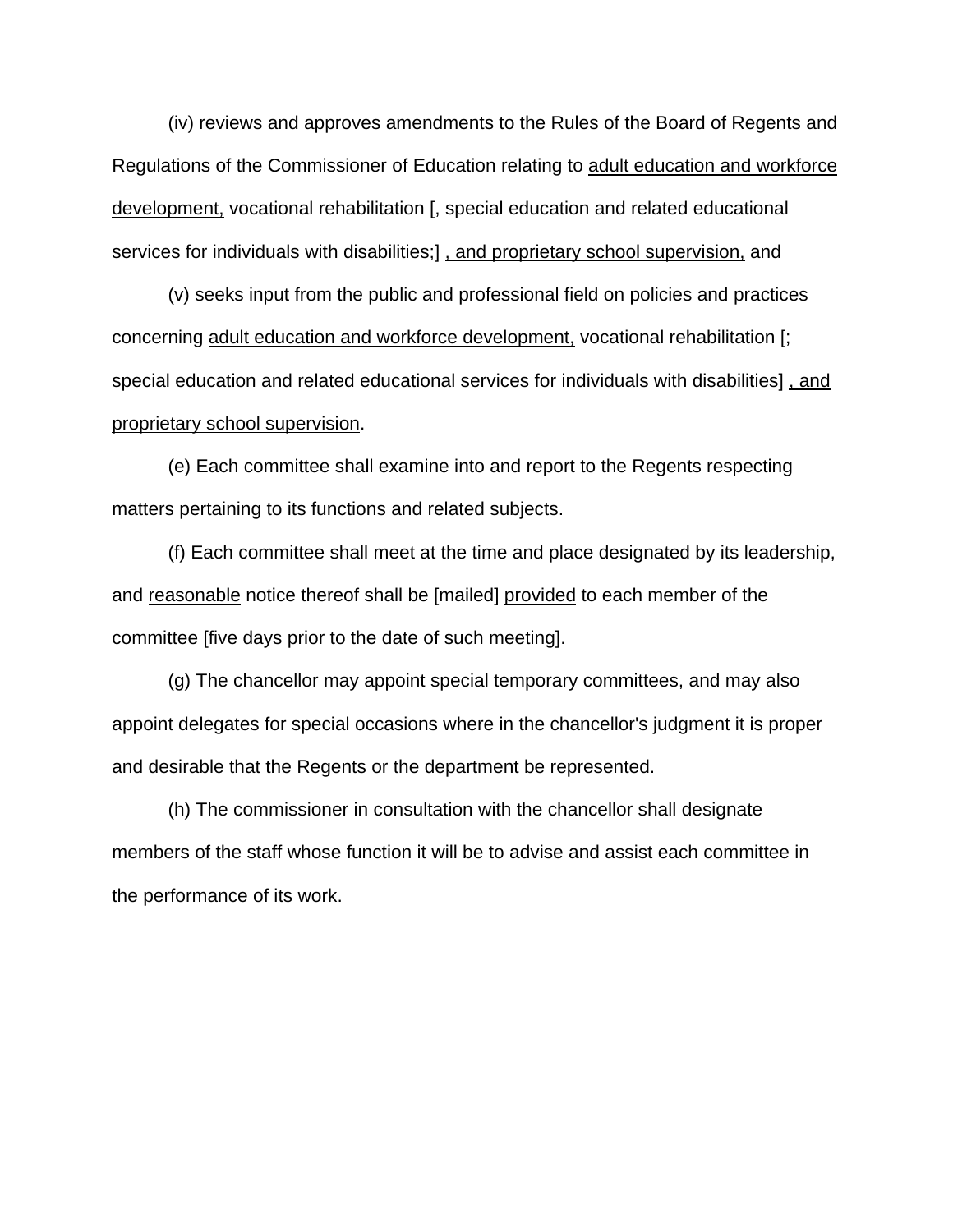(iv) reviews and approves amendments to the Rules of the Board of Regents and Regulations of the Commissioner of Education relating to <u>adult education and workforce development,</u> vocational rehabilitation [, special education and related educational services for individuals with disabilities;] <u>, and proprietary school supervision,</u> and

(v) seeks input from the public and professional field on policies and practices concerning <u>adult education and workforce development,</u> vocational rehabilitation [; special education and related educational services for individuals with disabilities] <u>, and proprietary school supervision</u>.

(e) Each committee shall examine into and report to the Regents respecting matters pertaining to its functions and related subjects.

(f) Each committee shall meet at the time and place designated by its leadership, and <u>reasonable</u> notice thereof shall be [mailed] <u>provided</u> to each member of the committee [five days prior to the date of such meeting].

(g) The chancellor may appoint special temporary committees, and may also appoint delegates for special occasions where in the chancellor's judgment it is proper and desirable that the Regents or the department be represented.

(h) The commissioner in consultation with the chancellor shall designate members of the staff whose function it will be to advise and assist each committee in the performance of its work.